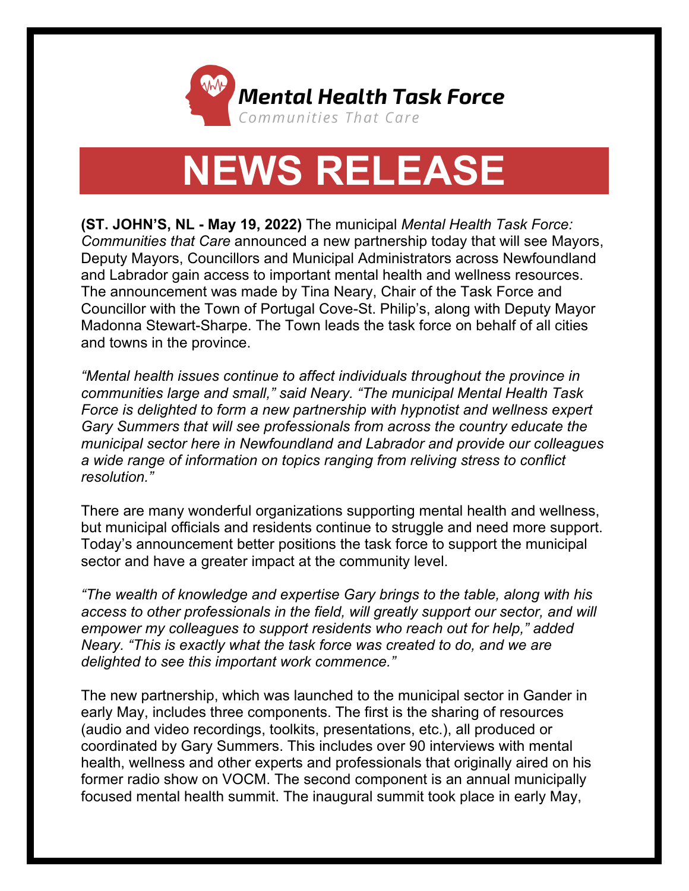**Mental Health Task Force**
*Communities That Care*

# NEWS RELEASE

**(ST. JOHN'S, NL - May 19, 2022)** The municipal *Mental Health Task Force: Communities that Care* announced a new partnership today that will see Mayors, Deputy Mayors, Councillors and Municipal Administrators across Newfoundland and Labrador gain access to important mental health and wellness resources. The announcement was made by Tina Neary, Chair of the Task Force and Councillor with the Town of Portugal Cove-St. Philip's, along with Deputy Mayor Madonna Stewart-Sharpe. The Town leads the task force on behalf of all cities and towns in the province.

*"Mental health issues continue to affect individuals throughout the province in communities large and small," said Neary. "The municipal Mental Health Task Force is delighted to form a new partnership with hypnotist and wellness expert Gary Summers that will see professionals from across the country educate the municipal sector here in Newfoundland and Labrador and provide our colleagues a wide range of information on topics ranging from reliving stress to conflict resolution."*

There are many wonderful organizations supporting mental health and wellness, but municipal officials and residents continue to struggle and need more support. Today's announcement better positions the task force to support the municipal sector and have a greater impact at the community level.

*"The wealth of knowledge and expertise Gary brings to the table, along with his access to other professionals in the field, will greatly support our sector, and will empower my colleagues to support residents who reach out for help," added Neary. "This is exactly what the task force was created to do, and we are delighted to see this important work commence."*

The new partnership, which was launched to the municipal sector in Gander in early May, includes three components. The first is the sharing of resources (audio and video recordings, toolkits, presentations, etc.), all produced or coordinated by Gary Summers. This includes over 90 interviews with mental health, wellness and other experts and professionals that originally aired on his former radio show on VOCM. The second component is an annual municipally focused mental health summit. The inaugural summit took place in early May,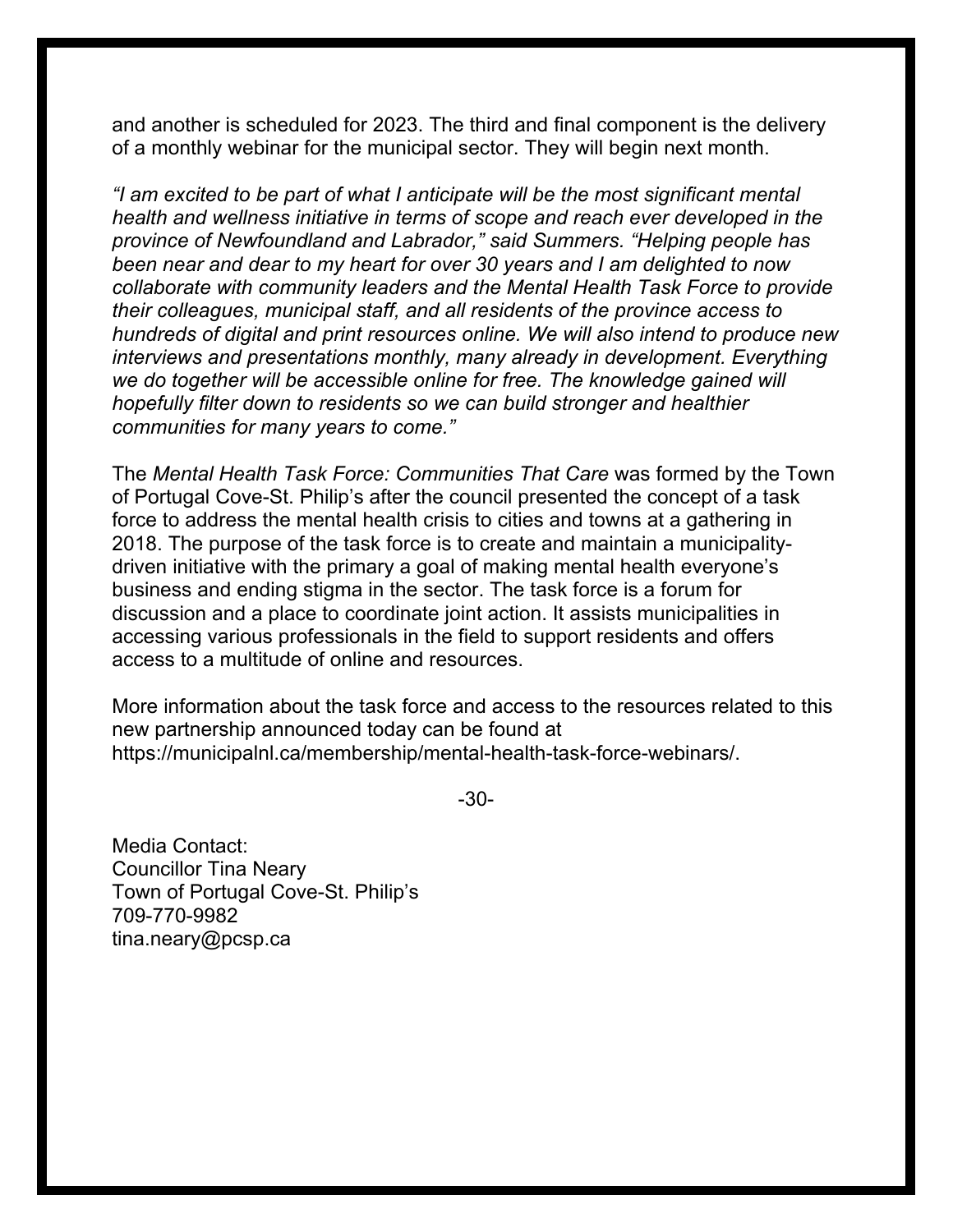and another is scheduled for 2023. The third and final component is the delivery of a monthly webinar for the municipal sector. They will begin next month.

*"I am excited to be part of what I anticipate will be the most significant mental health and wellness initiative in terms of scope and reach ever developed in the province of Newfoundland and Labrador," said Summers. "Helping people has been near and dear to my heart for over 30 years and I am delighted to now collaborate with community leaders and the Mental Health Task Force to provide their colleagues, municipal staff, and all residents of the province access to hundreds of digital and print resources online. We will also intend to produce new interviews and presentations monthly, many already in development. Everything we do together will be accessible online for free. The knowledge gained will hopefully filter down to residents so we can build stronger and healthier communities for many years to come."*

The *Mental Health Task Force: Communities That Care* was formed by the Town of Portugal Cove-St. Philip's after the council presented the concept of a task force to address the mental health crisis to cities and towns at a gathering in 2018. The purpose of the task force is to create and maintain a municipality-driven initiative with the primary a goal of making mental health everyone's business and ending stigma in the sector. The task force is a forum for discussion and a place to coordinate joint action. It assists municipalities in accessing various professionals in the field to support residents and offers access to a multitude of online and resources.

More information about the task force and access to the resources related to this new partnership announced today can be found at https://municipalnl.ca/membership/mental-health-task-force-webinars/.

-30-

Media Contact:
Councillor Tina Neary
Town of Portugal Cove-St. Philip's
709-770-9982
tina.neary@pcsp.ca